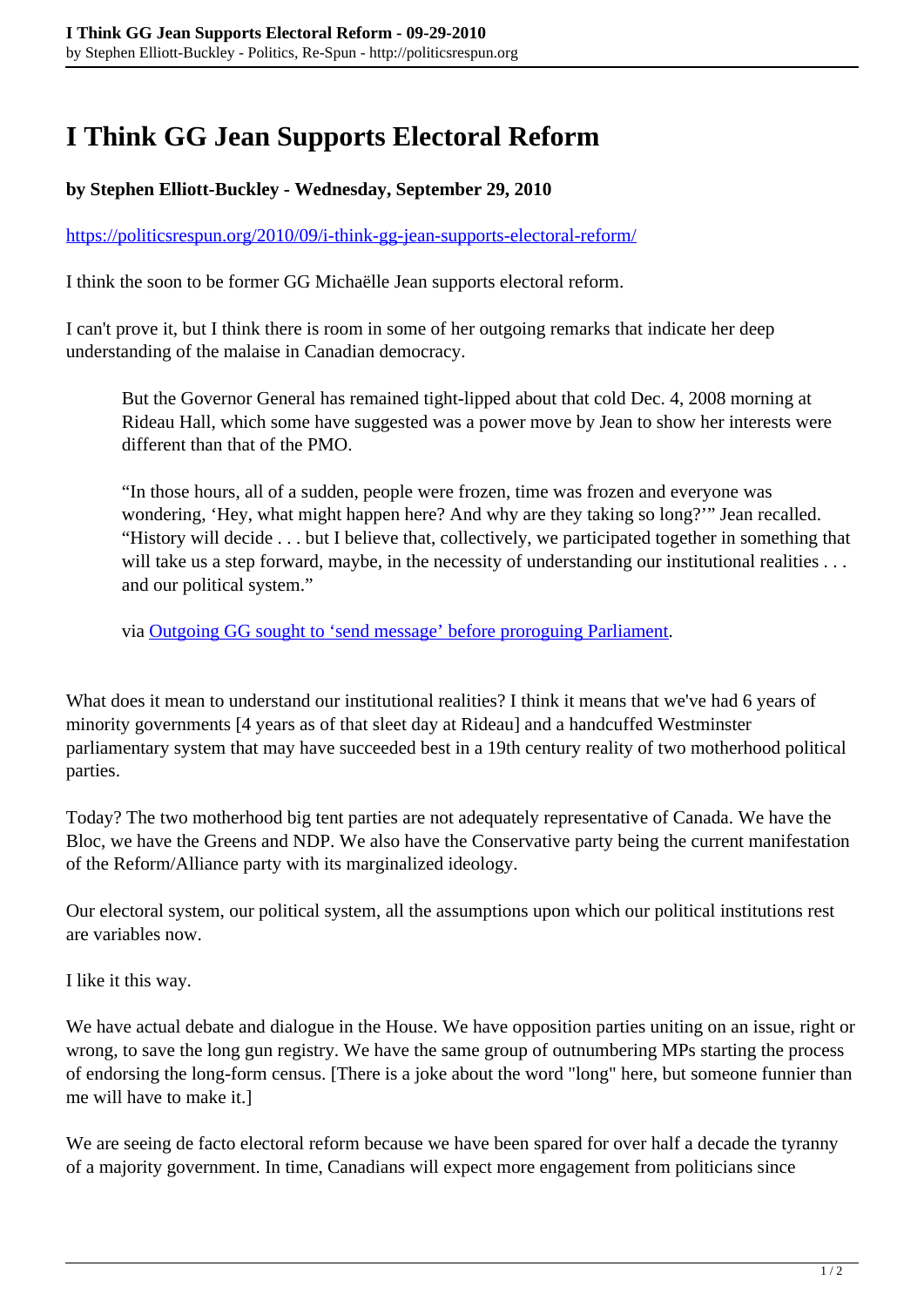# I Think GG Jean Supports Electoral Reform

**by Stephen Elliott-Buckley - Wednesday, September 29, 2010**

https://politicsrespun.org/2010/09/i-think-gg-jean-supports-electoral-reform/

I think the soon to be former GG Michaëlle Jean supports electoral reform.

I can't prove it, but I think there is room in some of her outgoing remarks that indicate her deep understanding of the malaise in Canadian democracy.

> But the Governor General has remained tight-lipped about that cold Dec. 4, 2008 morning at Rideau Hall, which some have suggested was a power move by Jean to show her interests were different than that of the PMO.
>
> "In those hours, all of a sudden, people were frozen, time was frozen and everyone was wondering, 'Hey, what might happen here? And why are they taking so long?'" Jean recalled. "History will decide . . . but I believe that, collectively, we participated together in something that will take us a step forward, maybe, in the necessity of understanding our institutional realities . . . and our political system."
>
> via Outgoing GG sought to 'send message' before proroguing Parliament.

What does it mean to understand our institutional realities? I think it means that we've had 6 years of minority governments [4 years as of that sleet day at Rideau] and a handcuffed Westminster parliamentary system that may have succeeded best in a 19th century reality of two motherhood political parties.

Today? The two motherhood big tent parties are not adequately representative of Canada. We have the Bloc, we have the Greens and NDP. We also have the Conservative party being the current manifestation of the Reform/Alliance party with its marginalized ideology.

Our electoral system, our political system, all the assumptions upon which our political institutions rest are variables now.

I like it this way.

We have actual debate and dialogue in the House. We have opposition parties uniting on an issue, right or wrong, to save the long gun registry. We have the same group of outnumbering MPs starting the process of endorsing the long-form census. [There is a joke about the word "long" here, but someone funnier than me will have to make it.]

We are seeing de facto electoral reform because we have been spared for over half a decade the tyranny of a majority government. In time, Canadians will expect more engagement from politicians since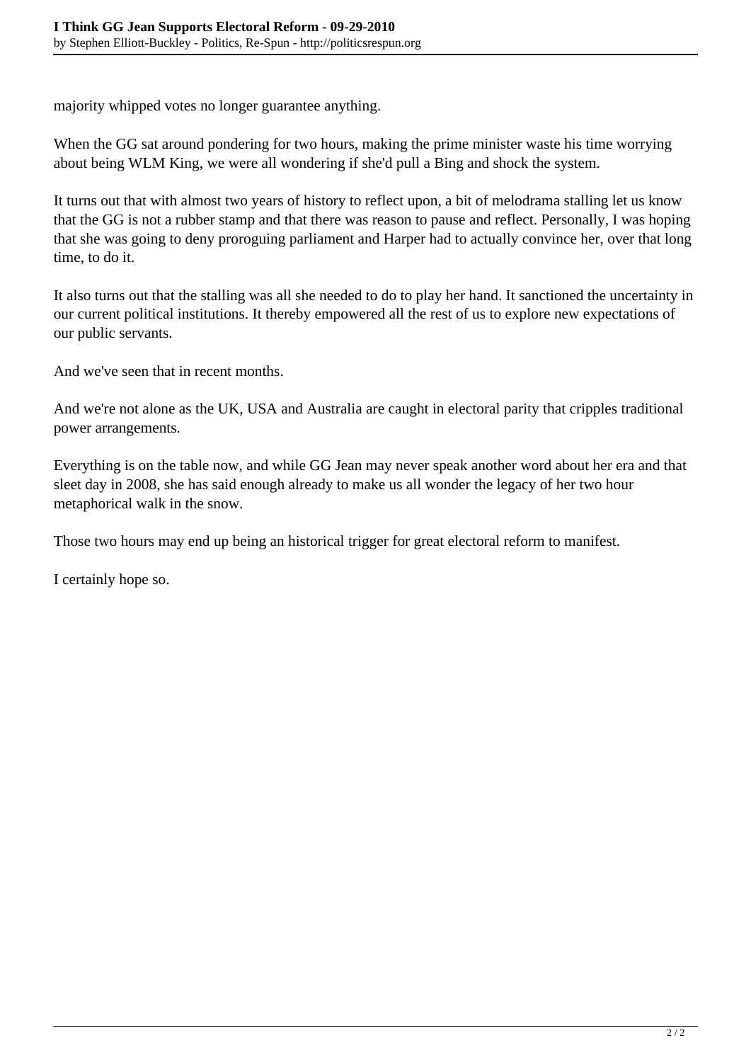majority whipped votes no longer guarantee anything.

When the GG sat around pondering for two hours, making the prime minister waste his time worrying about being WLM King, we were all wondering if she'd pull a Bing and shock the system.

It turns out that with almost two years of history to reflect upon, a bit of melodrama stalling let us know that the GG is not a rubber stamp and that there was reason to pause and reflect. Personally, I was hoping that she was going to deny proroguing parliament and Harper had to actually convince her, over that long time, to do it.

It also turns out that the stalling was all she needed to do to play her hand. It sanctioned the uncertainty in our current political institutions. It thereby empowered all the rest of us to explore new expectations of our public servants.

And we've seen that in recent months.

And we're not alone as the UK, USA and Australia are caught in electoral parity that cripples traditional power arrangements.

Everything is on the table now, and while GG Jean may never speak another word about her era and that sleet day in 2008, she has said enough already to make us all wonder the legacy of her two hour metaphorical walk in the snow.

Those two hours may end up being an historical trigger for great electoral reform to manifest.

I certainly hope so.